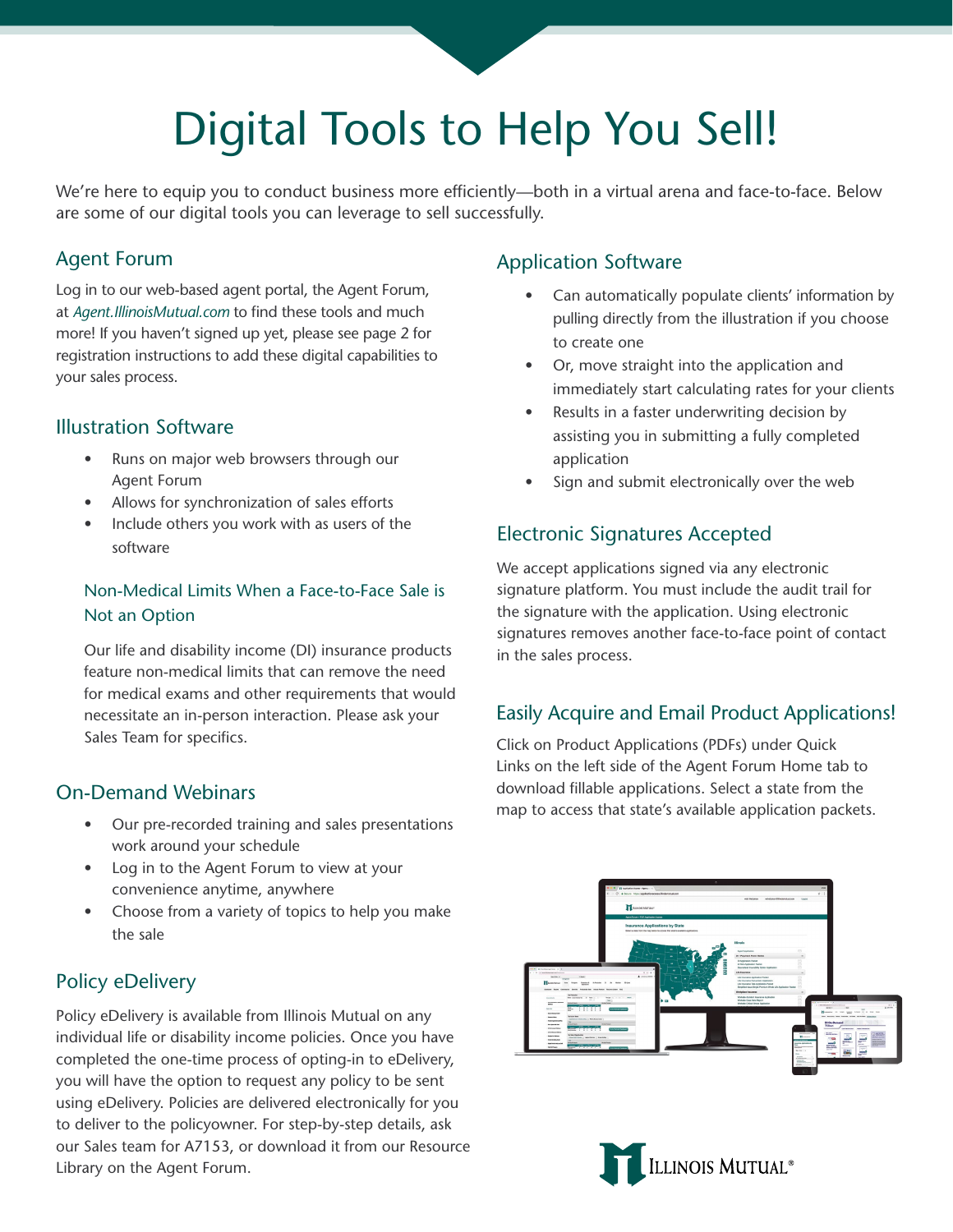# Digital Tools to Help You Sell!

We're here to equip you to conduct business more efficiently—both in a virtual arena and face-to-face. Below are some of our digital tools you can leverage to sell successfully.

## Agent Forum

Log in to our web-based agent portal, the Agent Forum, at *Agent.IllinoisMutual.com* to find these tools and much more! If you haven't signed up yet, please see page 2 for registration instructions to add these digital capabilities to your sales process.

## Illustration Software

- Runs on major web browsers through our Agent Forum
- Allows for synchronization of sales efforts
- Include others you work with as users of the software

### Non-Medical Limits When a Face-to-Face Sale is Not an Option

Our life and disability income (DI) insurance products feature non-medical limits that can remove the need for medical exams and other requirements that would necessitate an in-person interaction. Please ask your Sales Team for specifics.

## On-Demand Webinars

- Our pre-recorded training and sales presentations work around your schedule
- Log in to the Agent Forum to view at your convenience anytime, anywhere
- Choose from a variety of topics to help you make the sale

## Policy eDelivery

Policy eDelivery is available from Illinois Mutual on any individual life or disability income policies. Once you have completed the one-time process of opting-in to eDelivery, you will have the option to request any policy to be sent using eDelivery. Policies are delivered electronically for you to deliver to the policyowner. For step-by-step details, ask our Sales team for A7153, or download it from our Resource Library on the Agent Forum.

## Application Software

- Can automatically populate clients' information by pulling directly from the illustration if you choose to create one
- Or, move straight into the application and immediately start calculating rates for your clients
- Results in a faster underwriting decision by assisting you in submitting a fully completed application
- Sign and submit electronically over the web

## Electronic Signatures Accepted

We accept applications signed via any electronic signature platform. You must include the audit trail for the signature with the application. Using electronic signatures removes another face-to-face point of contact in the sales process.

## Easily Acquire and Email Product Applications!

Click on Product Applications (PDFs) under Quick Links on the left side of the Agent Forum Home tab to download fillable applications. Select a state from the map to access that state's available application packets.

Illinois Mutual®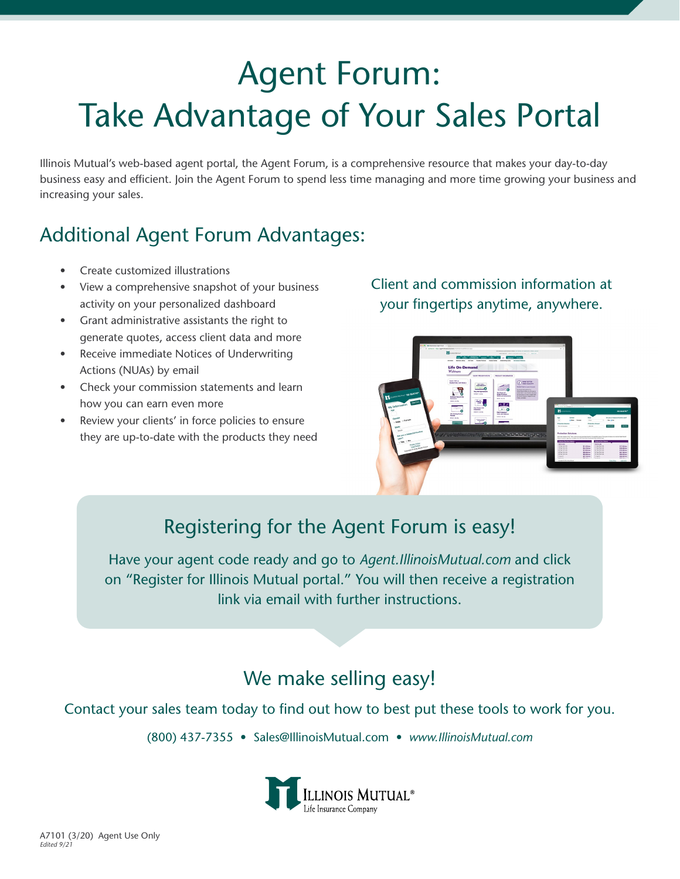# Agent Forum:
# Take Advantage of Your Sales Portal

Illinois Mutual's web-based agent portal, the Agent Forum, is a comprehensive resource that makes your day-to-day business easy and efficient. Join the Agent Forum to spend less time managing and more time growing your business and increasing your sales.

## Additional Agent Forum Advantages:

- Create customized illustrations
- View a comprehensive snapshot of your business activity on your personalized dashboard
- Grant administrative assistants the right to generate quotes, access client data and more
- Receive immediate Notices of Underwriting Actions (NUAs) by email
- Check your commission statements and learn how you can earn even more
- Review your clients' in force policies to ensure they are up-to-date with the products they need

Client and commission information at your fingertips anytime, anywhere.

## Registering for the Agent Forum is easy!

Have your agent code ready and go to *Agent.IllinoisMutual.com* and click on "Register for Illinois Mutual portal." You will then receive a registration link via email with further instructions.

## We make selling easy!

Contact your sales team today to find out how to best put these tools to work for you.

(800) 437-7355 • Sales@IllinoisMutual.com • *www.IllinoisMutual.com*

Illinois Mutual® Life Insurance Company

A7101 (3/20) Agent Use Only
*Edited 9/21*